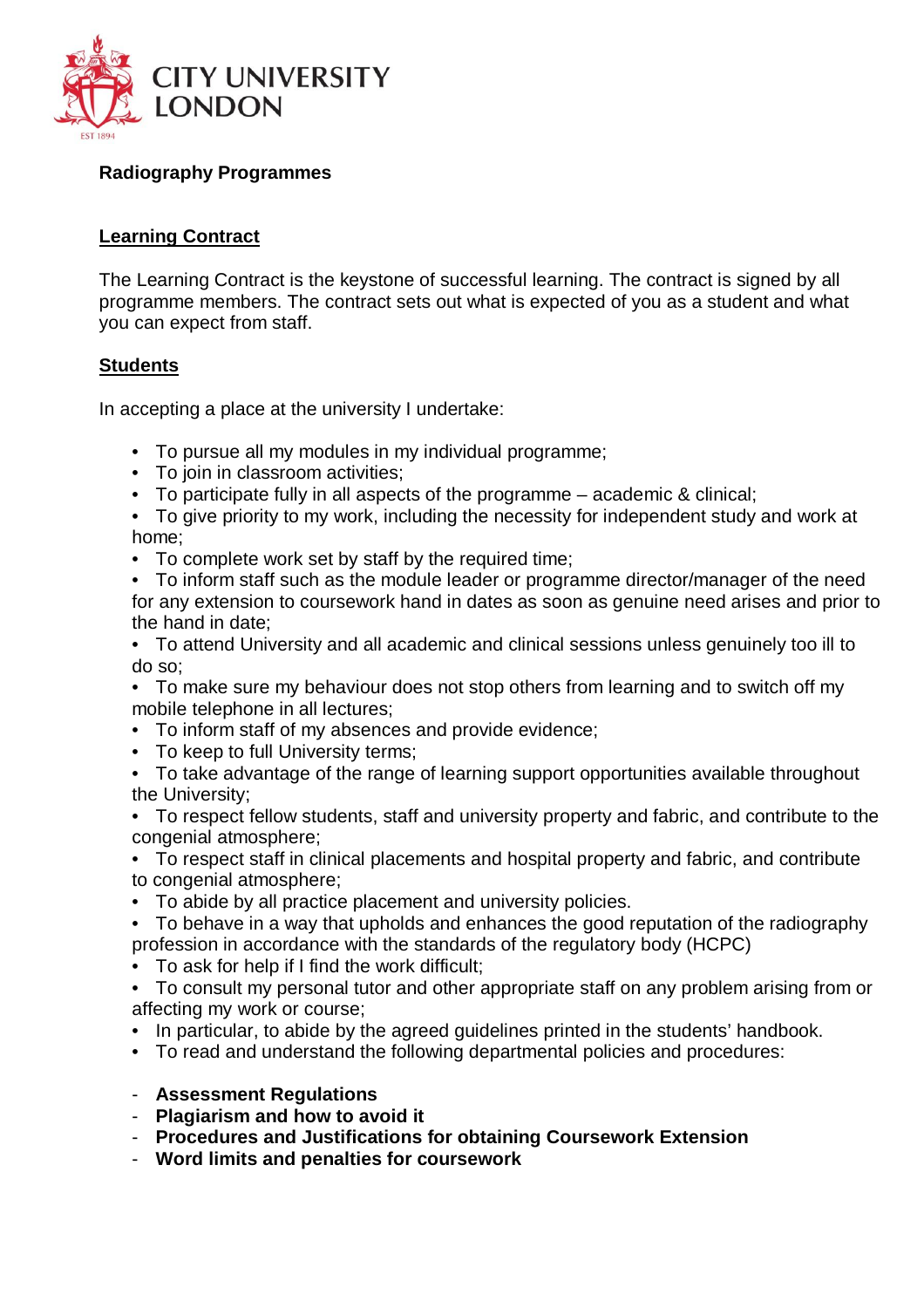CITY UNIVERSITY LONDON

**Radiography Programmes**

## Learning Contract

The Learning Contract is the keystone of successful learning. The contract is signed by all programme members. The contract sets out what is expected of you as a student and what you can expect from staff.

## Students

In accepting a place at the university I undertake:

- To pursue all my modules in my individual programme;
- To join in classroom activities;
- To participate fully in all aspects of the programme – academic & clinical;
- To give priority to my work, including the necessity for independent study and work at home;
- To complete work set by staff by the required time;
- To inform staff such as the module leader or programme director/manager of the need for any extension to coursework hand in dates as soon as genuine need arises and prior to the hand in date;
- To attend University and all academic and clinical sessions unless genuinely too ill to do so;
- To make sure my behaviour does not stop others from learning and to switch off my mobile telephone in all lectures;
- To inform staff of my absences and provide evidence;
- To keep to full University terms;
- To take advantage of the range of learning support opportunities available throughout the University;
- To respect fellow students, staff and university property and fabric, and contribute to the congenial atmosphere;
- To respect staff in clinical placements and hospital property and fabric, and contribute to congenial atmosphere;
- To abide by all practice placement and university policies.
- To behave in a way that upholds and enhances the good reputation of the radiography profession in accordance with the standards of the regulatory body (HCPC)
- To ask for help if I find the work difficult;
- To consult my personal tutor and other appropriate staff on any problem arising from or affecting my work or course;
- In particular, to abide by the agreed guidelines printed in the students' handbook.
- To read and understand the following departmental policies and procedures:

- **Assessment Regulations**
- **Plagiarism and how to avoid it**
- **Procedures and Justifications for obtaining Coursework Extension**
- **Word limits and penalties for coursework**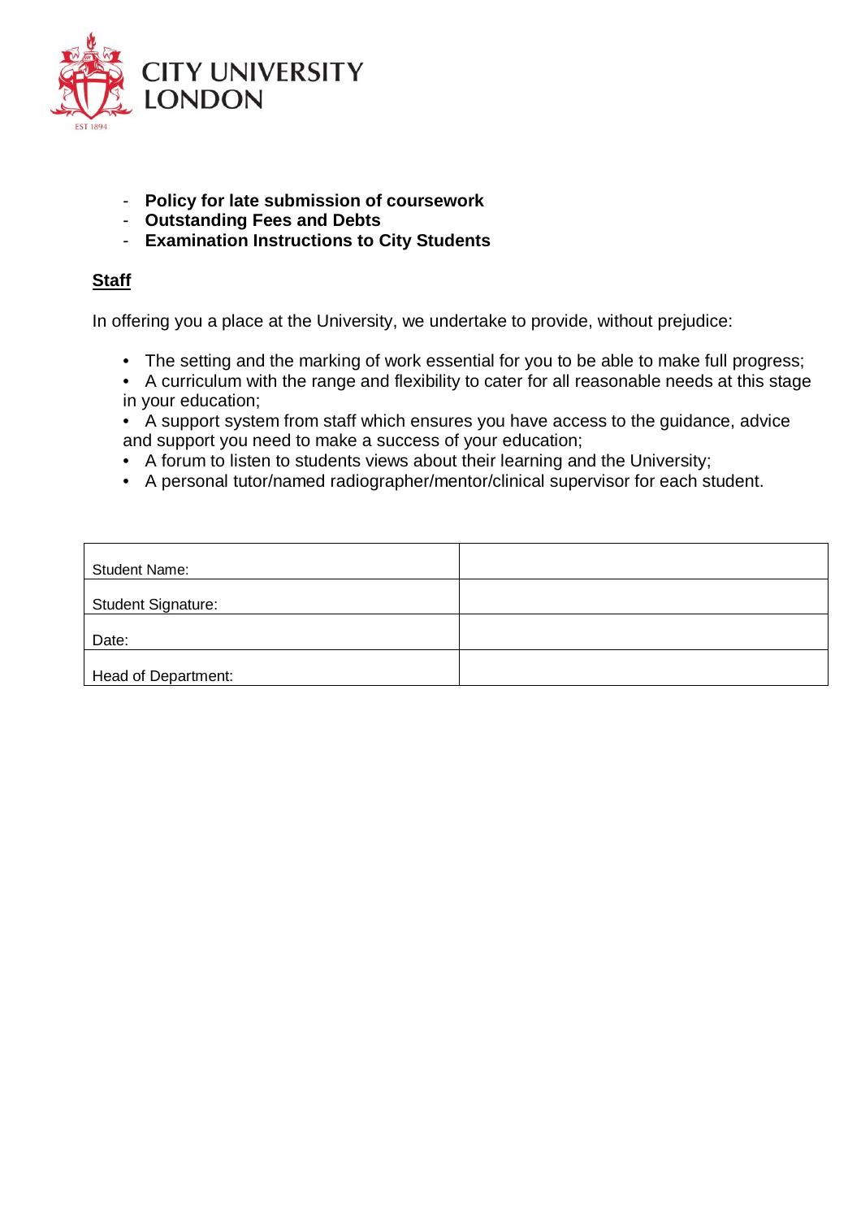CITY UNIVERSITY LONDON

- **Policy for late submission of coursework**
- **Outstanding Fees and Debts**
- **Examination Instructions to City Students**

**Staff**

In offering you a place at the University, we undertake to provide, without prejudice:

- The setting and the marking of work essential for you to be able to make full progress;
- A curriculum with the range and flexibility to cater for all reasonable needs at this stage in your education;
- A support system from staff which ensures you have access to the guidance, advice and support you need to make a success of your education;
- A forum to listen to students views about their learning and the University;
- A personal tutor/named radiographer/mentor/clinical supervisor for each student.

| | |
|---|---|
| Student Name: | |
| Student Signature: | |
| Date: | |
| Head of Department: | |